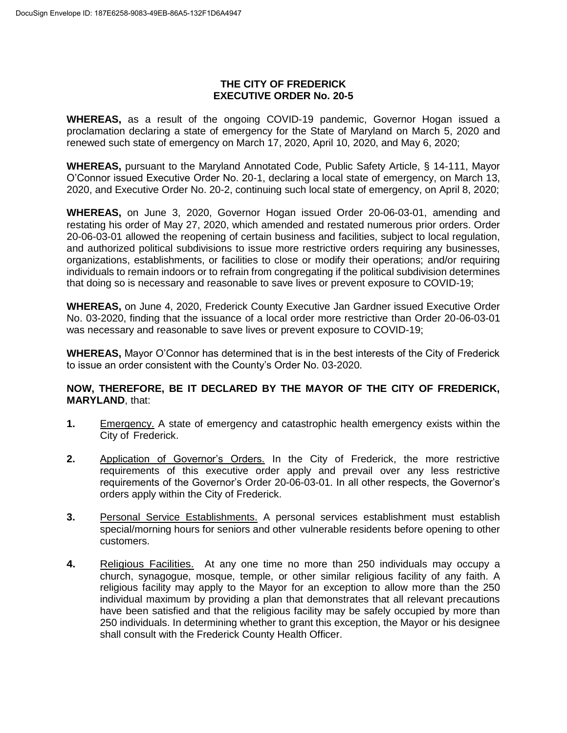# THE CITY OF FREDERICK
## EXECUTIVE ORDER No. 20-5

**WHEREAS,** as a result of the ongoing COVID-19 pandemic, Governor Hogan issued a proclamation declaring a state of emergency for the State of Maryland on March 5, 2020 and renewed such state of emergency on March 17, 2020, April 10, 2020, and May 6, 2020;

**WHEREAS,** pursuant to the Maryland Annotated Code, Public Safety Article, § 14-111, Mayor O'Connor issued Executive Order No. 20-1, declaring a local state of emergency, on March 13, 2020, and Executive Order No. 20-2, continuing such local state of emergency, on April 8, 2020;

**WHEREAS,** on June 3, 2020, Governor Hogan issued Order 20-06-03-01, amending and restating his order of May 27, 2020, which amended and restated numerous prior orders. Order 20-06-03-01 allowed the reopening of certain business and facilities, subject to local regulation, and authorized political subdivisions to issue more restrictive orders requiring any businesses, organizations, establishments, or facilities to close or modify their operations; and/or requiring individuals to remain indoors or to refrain from congregating if the political subdivision determines that doing so is necessary and reasonable to save lives or prevent exposure to COVID-19;

**WHEREAS,** on June 4, 2020, Frederick County Executive Jan Gardner issued Executive Order No. 03-2020, finding that the issuance of a local order more restrictive than Order 20-06-03-01 was necessary and reasonable to save lives or prevent exposure to COVID-19;

**WHEREAS,** Mayor O'Connor has determined that is in the best interests of the City of Frederick to issue an order consistent with the County's Order No. 03-2020.

**NOW, THEREFORE, BE IT DECLARED BY THE MAYOR OF THE CITY OF FREDERICK, MARYLAND**, that:

**1.** Emergency. A state of emergency and catastrophic health emergency exists within the City of Frederick.

**2.** Application of Governor's Orders. In the City of Frederick, the more restrictive requirements of this executive order apply and prevail over any less restrictive requirements of the Governor's Order 20-06-03-01. In all other respects, the Governor's orders apply within the City of Frederick.

**3.** Personal Service Establishments. A personal services establishment must establish special/morning hours for seniors and other vulnerable residents before opening to other customers.

**4.** Religious Facilities. At any one time no more than 250 individuals may occupy a church, synagogue, mosque, temple, or other similar religious facility of any faith. A religious facility may apply to the Mayor for an exception to allow more than the 250 individual maximum by providing a plan that demonstrates that all relevant precautions have been satisfied and that the religious facility may be safely occupied by more than 250 individuals. In determining whether to grant this exception, the Mayor or his designee shall consult with the Frederick County Health Officer.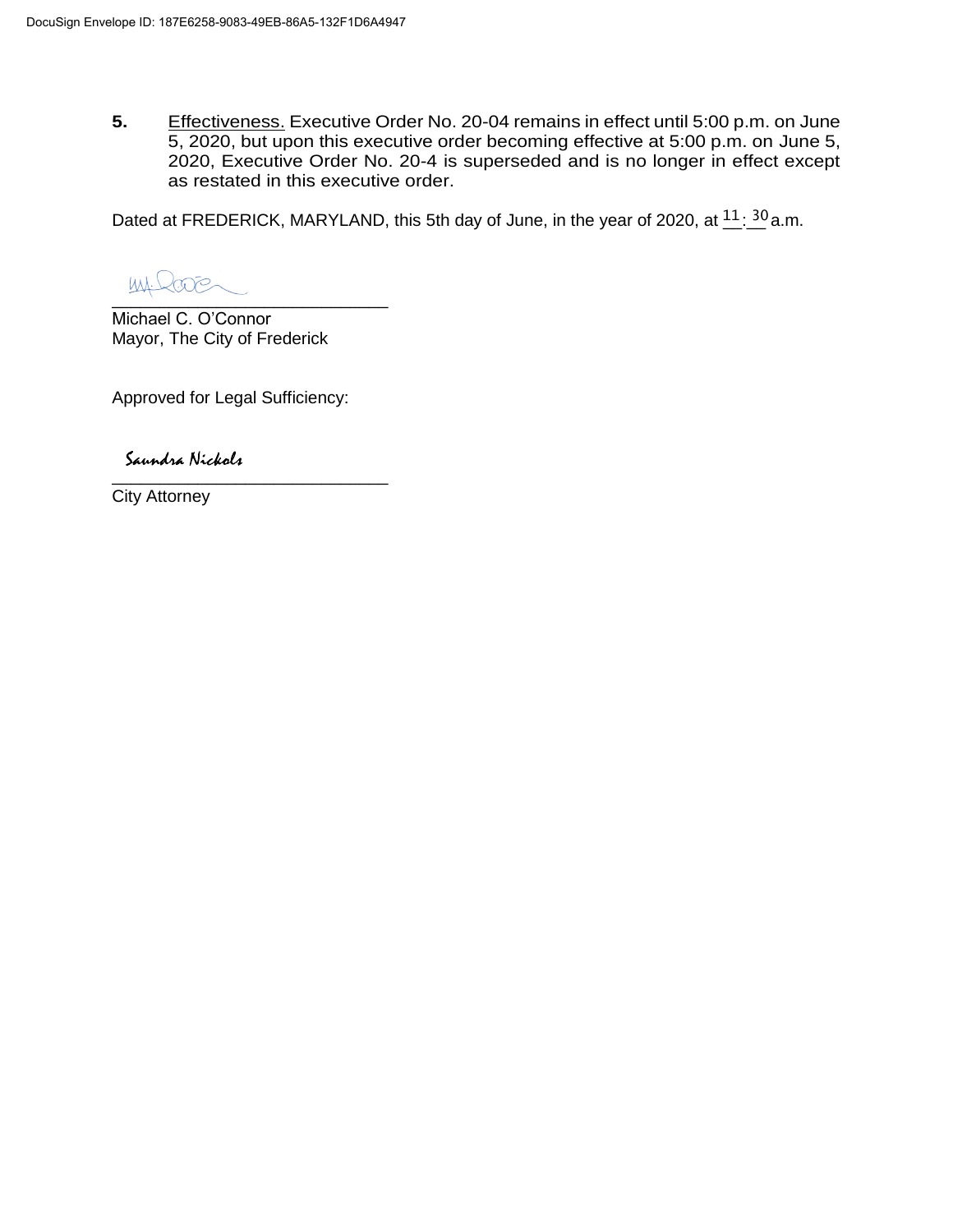**5.** <u>Effectiveness.</u> Executive Order No. 20-04 remains in effect until 5:00 p.m. on June 5, 2020, but upon this executive order becoming effective at 5:00 p.m. on June 5, 2020, Executive Order No. 20-4 is superseded and is no longer in effect except as restated in this executive order.

Dated at FREDERICK, MARYLAND, this 5th day of June, in the year of 2020, at 11:30 a.m.

\_\_\_\_\_\_\_\_\_\_\_\_\_\_\_\_\_\_\_\_\_\_\_\_\_\_\_\_\_\_
Michael C. O'Connor
Mayor, The City of Frederick

Approved for Legal Sufficiency:

Saundra Nickols
\_\_\_\_\_\_\_\_\_\_\_\_\_\_\_\_\_\_\_\_\_\_\_\_\_\_\_\_\_\_
City Attorney